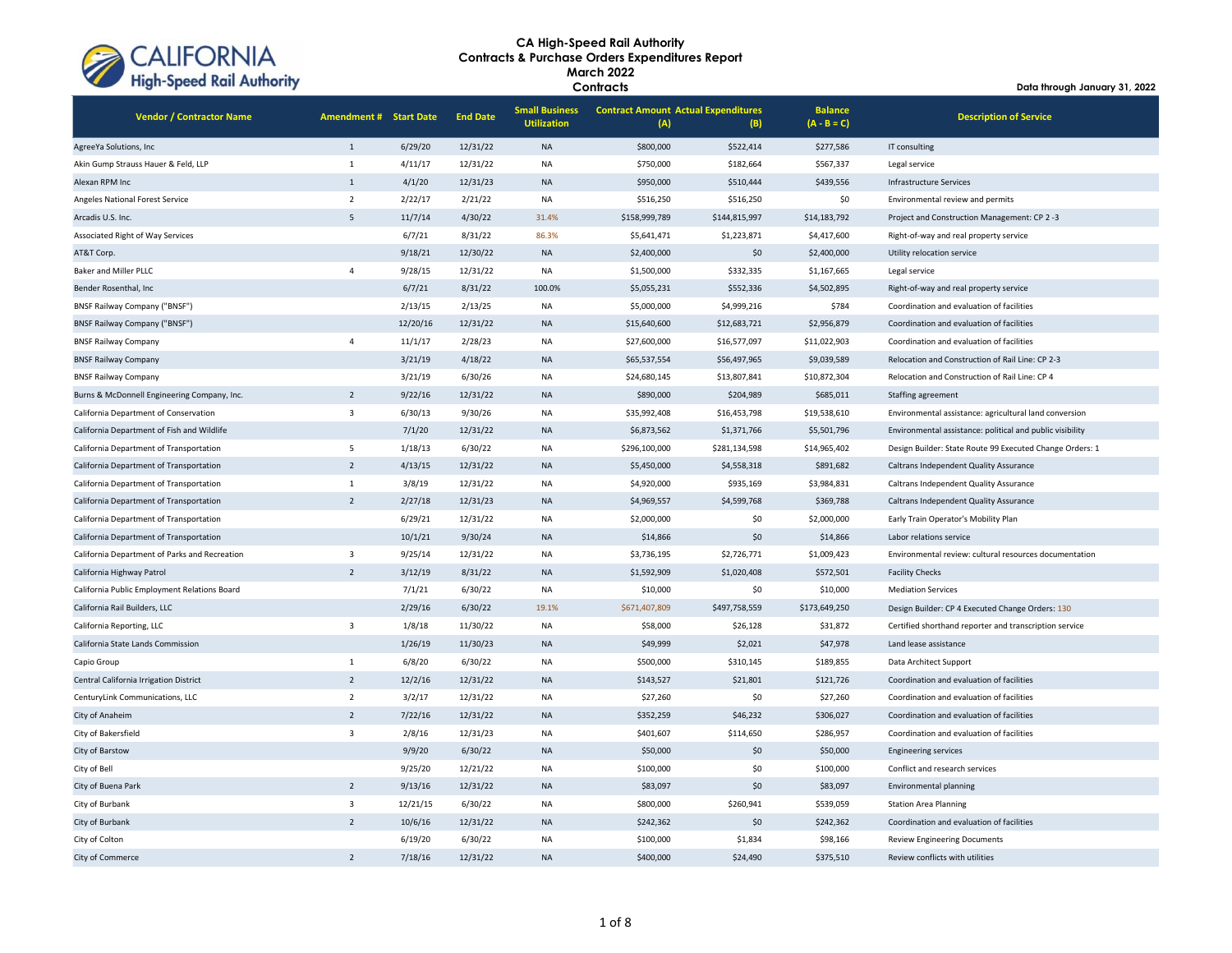# CA High-Speed Rail Authority
## Contracts & Purchase Orders Expenditures Report
## March 2022
## Contracts

Data through January 31, 2022

| Vendor / Contractor Name | Amendment # | Start Date | End Date | Small Business Utilization | Contract Amount (A) | Actual Expenditures (B) | Balance (A - B = C) | Description of Service |
|---|---|---|---|---|---|---|---|---|
| AgreeYa Solutions, Inc | 1 | 6/29/20 | 12/31/22 | NA | $800,000 | $522,414 | $277,586 | IT consulting |
| Akin Gump Strauss Hauer & Feld, LLP | 1 | 4/11/17 | 12/31/22 | NA | $750,000 | $182,664 | $567,337 | Legal service |
| Alexan RPM Inc | 1 | 4/1/20 | 12/31/23 | NA | $950,000 | $510,444 | $439,556 | Infrastructure Services |
| Angeles National Forest Service | 2 | 2/22/17 | 2/21/22 | NA | $516,250 | $516,250 | $0 | Environmental review and permits |
| Arcadis U.S. Inc. | 5 | 11/7/14 | 4/30/22 | 31.4% | $158,999,789 | $144,815,997 | $14,183,792 | Project and Construction Management: CP 2 -3 |
| Associated Right of Way Services | | 6/7/21 | 8/31/22 | 86.3% | $5,641,471 | $1,223,871 | $4,417,600 | Right-of-way and real property service |
| AT&T Corp. | | 9/18/21 | 12/30/22 | NA | $2,400,000 | $0 | $2,400,000 | Utility relocation service |
| Baker and Miller PLLC | 4 | 9/28/15 | 12/31/22 | NA | $1,500,000 | $332,335 | $1,167,665 | Legal service |
| Bender Rosenthal, Inc | | 6/7/21 | 8/31/22 | 100.0% | $5,055,231 | $552,336 | $4,502,895 | Right-of-way and real property service |
| BNSF Railway Company ("BNSF") | | 2/13/15 | 2/13/25 | NA | $5,000,000 | $4,999,216 | $784 | Coordination and evaluation of facilities |
| BNSF Railway Company ("BNSF") | | 12/20/16 | 12/31/22 | NA | $15,640,600 | $12,683,721 | $2,956,879 | Coordination and evaluation of facilities |
| BNSF Railway Company | 4 | 11/1/17 | 2/28/23 | NA | $27,600,000 | $16,577,097 | $11,022,903 | Coordination and evaluation of facilities |
| BNSF Railway Company | | 3/21/19 | 4/18/22 | NA | $65,537,554 | $56,497,965 | $9,039,589 | Relocation and Construction of Rail Line: CP 2-3 |
| BNSF Railway Company | | 3/21/19 | 6/30/26 | NA | $24,680,145 | $13,807,841 | $10,872,304 | Relocation and Construction of Rail Line: CP 4 |
| Burns & McDonnell Engineering Company, Inc. | 2 | 9/22/16 | 12/31/22 | NA | $890,000 | $204,989 | $685,011 | Staffing agreement |
| California Department of Conservation | 3 | 6/30/13 | 9/30/26 | NA | $35,992,408 | $16,453,798 | $19,538,610 | Environmental assistance: agricultural land conversion |
| California Department of Fish and Wildlife | | 7/1/20 | 12/31/22 | NA | $6,873,562 | $1,371,766 | $5,501,796 | Environmental assistance: political and public visibility |
| California Department of Transportation | 5 | 1/18/13 | 6/30/22 | NA | $296,100,000 | $281,134,598 | $14,965,402 | Design Builder: State Route 99 Executed Change Orders: 1 |
| California Department of Transportation | 2 | 4/13/15 | 12/31/22 | NA | $5,450,000 | $4,558,318 | $891,682 | Caltrans Independent Quality Assurance |
| California Department of Transportation | 1 | 3/8/19 | 12/31/22 | NA | $4,920,000 | $935,169 | $3,984,831 | Caltrans Independent Quality Assurance |
| California Department of Transportation | 2 | 2/27/18 | 12/31/23 | NA | $4,969,557 | $4,599,768 | $369,788 | Caltrans Independent Quality Assurance |
| California Department of Transportation | | 6/29/21 | 12/31/22 | NA | $2,000,000 | $0 | $2,000,000 | Early Train Operator's Mobility Plan |
| California Department of Transportation | | 10/1/21 | 9/30/24 | NA | $14,866 | $0 | $14,866 | Labor relations service |
| California Department of Parks and Recreation | 3 | 9/25/14 | 12/31/22 | NA | $3,736,195 | $2,726,771 | $1,009,423 | Environmental review: cultural resources documentation |
| California Highway Patrol | 2 | 3/12/19 | 8/31/22 | NA | $1,592,909 | $1,020,408 | $572,501 | Facility Checks |
| California Public Employment Relations Board | | 7/1/21 | 6/30/22 | NA | $10,000 | $0 | $10,000 | Mediation Services |
| California Rail Builders, LLC | | 2/29/16 | 6/30/22 | 19.1% | $671,407,809 | $497,758,559 | $173,649,250 | Design Builder: CP 4 Executed Change Orders: 130 |
| California Reporting, LLC | 3 | 1/8/18 | 11/30/22 | NA | $58,000 | $26,128 | $31,872 | Certified shorthand reporter and transcription service |
| California State Lands Commission | | 1/26/19 | 11/30/23 | NA | $49,999 | $2,021 | $47,978 | Land lease assistance |
| Capio Group | 1 | 6/8/20 | 6/30/22 | NA | $500,000 | $310,145 | $189,855 | Data Architect Support |
| Central California Irrigation District | 2 | 12/2/16 | 12/31/22 | NA | $143,527 | $21,801 | $121,726 | Coordination and evaluation of facilities |
| CenturyLink Communications, LLC | 2 | 3/2/17 | 12/31/22 | NA | $27,260 | $0 | $27,260 | Coordination and evaluation of facilities |
| City of Anaheim | 2 | 7/22/16 | 12/31/22 | NA | $352,259 | $46,232 | $306,027 | Coordination and evaluation of facilities |
| City of Bakersfield | 3 | 2/8/16 | 12/31/23 | NA | $401,607 | $114,650 | $286,957 | Coordination and evaluation of facilities |
| City of Barstow | | 9/9/20 | 6/30/22 | NA | $50,000 | $0 | $50,000 | Engineering services |
| City of Bell | | 9/25/20 | 12/21/22 | NA | $100,000 | $0 | $100,000 | Conflict and research services |
| City of Buena Park | 2 | 9/13/16 | 12/31/22 | NA | $83,097 | $0 | $83,097 | Environmental planning |
| City of Burbank | 3 | 12/21/15 | 6/30/22 | NA | $800,000 | $260,941 | $539,059 | Station Area Planning |
| City of Burbank | 2 | 10/6/16 | 12/31/22 | NA | $242,362 | $0 | $242,362 | Coordination and evaluation of facilities |
| City of Colton | | 6/19/20 | 6/30/22 | NA | $100,000 | $1,834 | $98,166 | Review Engineering Documents |
| City of Commerce | 2 | 7/18/16 | 12/31/22 | NA | $400,000 | $24,490 | $375,510 | Review conflicts with utilities |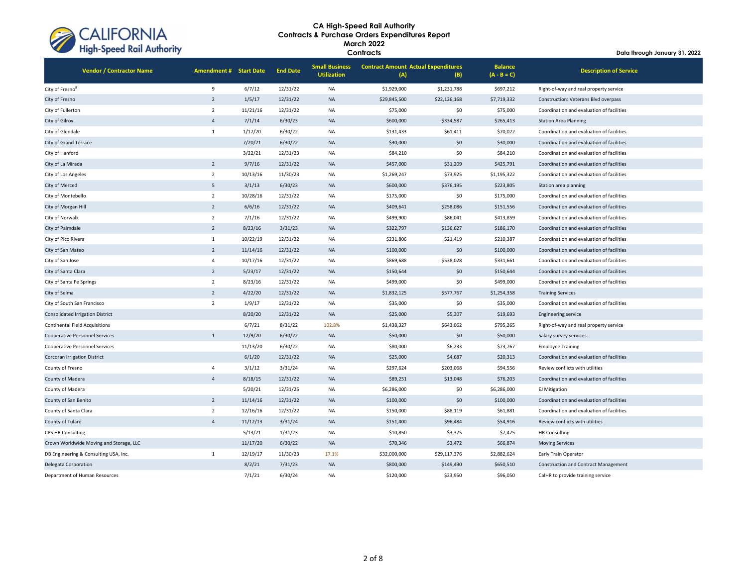# CA High-Speed Rail Authority
## Contracts & Purchase Orders Expenditures Report
## March 2022
## Contracts

**Data through January 31, 2022**

| Vendor / Contractor Name | Amendment # | Start Date | End Date | Small Business Utilization | Contract Amount (A) | Actual Expenditures (B) | Balance (A - B = C) | Description of Service |
|---|---|---|---|---|---|---|---|---|
| City of Fresno[8] | 9 | 6/7/12 | 12/31/22 | NA | $1,929,000 | $1,231,788 | $697,212 | Right-of-way and real property service |
| City of Fresno | 2 | 1/5/17 | 12/31/22 | NA | $29,845,500 | $22,126,168 | $7,719,332 | Construction: Veterans Blvd overpass |
| City of Fullerton | 2 | 11/21/16 | 12/31/22 | NA | $75,000 | $0 | $75,000 | Coordination and evaluation of facilities |
| City of Gilroy | 4 | 7/1/14 | 6/30/23 | NA | $600,000 | $334,587 | $265,413 | Station Area Planning |
| City of Glendale | 1 | 1/17/20 | 6/30/22 | NA | $131,433 | $61,411 | $70,022 | Coordination and evaluation of facilities |
| City of Grand Terrace | | 7/20/21 | 6/30/22 | NA | $30,000 | $0 | $30,000 | Coordination and evaluation of facilities |
| City of Hanford | | 3/22/21 | 12/31/23 | NA | $84,210 | $0 | $84,210 | Coordination and evaluation of facilities |
| City of La Mirada | 2 | 9/7/16 | 12/31/22 | NA | $457,000 | $31,209 | $425,791 | Coordination and evaluation of facilities |
| City of Los Angeles | 2 | 10/13/16 | 11/30/23 | NA | $1,269,247 | $73,925 | $1,195,322 | Coordination and evaluation of facilities |
| City of Merced | 5 | 3/1/13 | 6/30/23 | NA | $600,000 | $376,195 | $223,805 | Station area planning |
| City of Montebello | 2 | 10/28/16 | 12/31/22 | NA | $175,000 | $0 | $175,000 | Coordination and evaluation of facilities |
| City of Morgan Hill | 2 | 6/6/16 | 12/31/22 | NA | $409,641 | $258,086 | $151,556 | Coordination and evaluation of facilities |
| City of Norwalk | 2 | 7/1/16 | 12/31/22 | NA | $499,900 | $86,041 | $413,859 | Coordination and evaluation of facilities |
| City of Palmdale | 2 | 8/23/16 | 3/31/23 | NA | $322,797 | $136,627 | $186,170 | Coordination and evaluation of facilities |
| City of Pico Rivera | 1 | 10/22/19 | 12/31/22 | NA | $231,806 | $21,419 | $210,387 | Coordination and evaluation of facilities |
| City of San Mateo | 2 | 11/14/16 | 12/31/22 | NA | $100,000 | $0 | $100,000 | Coordination and evaluation of facilities |
| City of San Jose | 4 | 10/17/16 | 12/31/22 | NA | $869,688 | $538,028 | $331,661 | Coordination and evaluation of facilities |
| City of Santa Clara | 2 | 5/23/17 | 12/31/22 | NA | $150,644 | $0 | $150,644 | Coordination and evaluation of facilities |
| City of Santa Fe Springs | 2 | 8/23/16 | 12/31/22 | NA | $499,000 | $0 | $499,000 | Coordination and evaluation of facilities |
| City of Selma | 2 | 4/22/20 | 12/31/22 | NA | $1,832,125 | $577,767 | $1,254,358 | Training Services |
| City of South San Francisco | 2 | 1/9/17 | 12/31/22 | NA | $35,000 | $0 | $35,000 | Coordination and evaluation of facilities |
| Consolidated Irrigation District | | 8/20/20 | 12/31/22 | NA | $25,000 | $5,307 | $19,693 | Engineering service |
| Continental Field Acquisitions | | 6/7/21 | 8/31/22 | 102.8% | $1,438,327 | $643,062 | $795,265 | Right-of-way and real property service |
| Cooperative Personnel Services | 1 | 12/9/20 | 6/30/22 | NA | $50,000 | $0 | $50,000 | Salary survey services |
| Cooperative Personnel Services | | 11/13/20 | 6/30/22 | NA | $80,000 | $6,233 | $73,767 | Employee Training |
| Corcoran Irrigation District | | 6/1/20 | 12/31/22 | NA | $25,000 | $4,687 | $20,313 | Coordination and evaluation of facilities |
| County of Fresno | 4 | 3/1/12 | 3/31/24 | NA | $297,624 | $203,068 | $94,556 | Review conflicts with utilities |
| County of Madera | 4 | 8/18/15 | 12/31/22 | NA | $89,251 | $13,048 | $76,203 | Coordination and evaluation of facilities |
| County of Madera | | 5/20/21 | 12/31/25 | NA | $6,286,000 | $0 | $6,286,000 | EJ Mitigation |
| County of San Benito | 2 | 11/14/16 | 12/31/22 | NA | $100,000 | $0 | $100,000 | Coordination and evaluation of facilities |
| County of Santa Clara | 2 | 12/16/16 | 12/31/22 | NA | $150,000 | $88,119 | $61,881 | Coordination and evaluation of facilities |
| County of Tulare | 4 | 11/12/13 | 3/31/24 | NA | $151,400 | $96,484 | $54,916 | Review conflicts with utilities |
| CPS HR Consulting | | 5/13/21 | 1/31/23 | NA | $10,850 | $3,375 | $7,475 | HR Consulting |
| Crown Worldwide Moving and Storage, LLC | | 11/17/20 | 6/30/22 | NA | $70,346 | $3,472 | $66,874 | Moving Services |
| DB Engineering & Consulting USA, Inc. | 1 | 12/19/17 | 11/30/23 | 17.1% | $32,000,000 | $29,117,376 | $2,882,624 | Early Train Operator |
| Delegata Corporation | | 8/2/21 | 7/31/23 | NA | $800,000 | $149,490 | $650,510 | Construction and Contract Management |
| Department of Human Resources | | 7/1/21 | 6/30/24 | NA | $120,000 | $23,950 | $96,050 | CalHR to provide training service |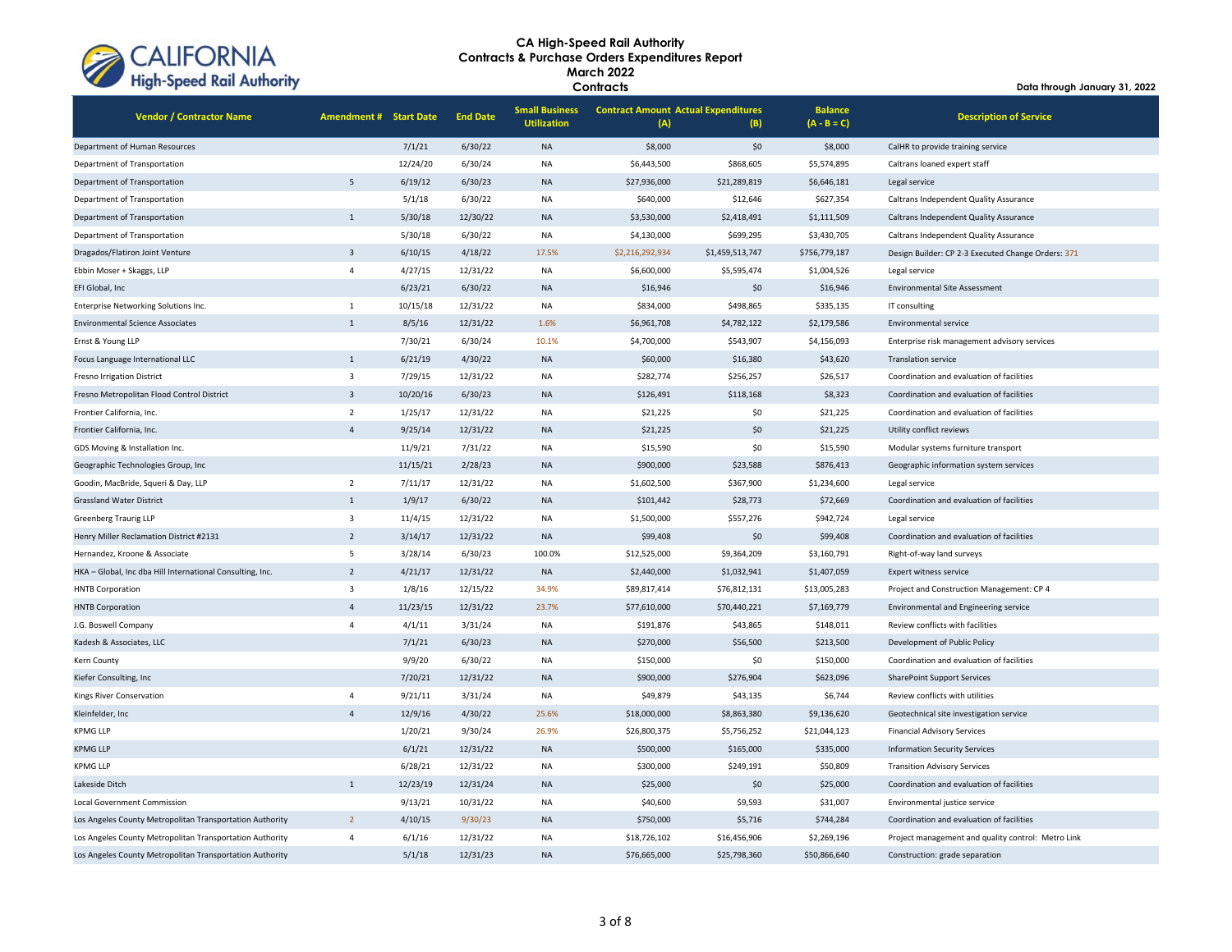# CA High-Speed Rail Authority
## Contracts & Purchase Orders Expenditures Report
## March 2022
## Contracts

Data through January 31, 2022

| Vendor / Contractor Name | Amendment # | Start Date | End Date | Small Business Utilization | Contract Amount (A) | Actual Expenditures (B) | Balance (A - B = C) | Description of Service |
|---|---|---|---|---|---|---|---|---|
| Department of Human Resources | | 7/1/21 | 6/30/22 | NA | $8,000 | $0 | $8,000 | CalHR to provide training service |
| Department of Transportation | | 12/24/20 | 6/30/24 | NA | $6,443,500 | $868,605 | $5,574,895 | Caltrans loaned expert staff |
| Department of Transportation | 5 | 6/19/12 | 6/30/23 | NA | $27,936,000 | $21,289,819 | $6,646,181 | Legal service |
| Department of Transportation | | 5/1/18 | 6/30/22 | NA | $640,000 | $12,646 | $627,354 | Caltrans Independent Quality Assurance |
| Department of Transportation | 1 | 5/30/18 | 12/30/22 | NA | $3,530,000 | $2,418,491 | $1,111,509 | Caltrans Independent Quality Assurance |
| Department of Transportation | | 5/30/18 | 6/30/22 | NA | $4,130,000 | $699,295 | $3,430,705 | Caltrans Independent Quality Assurance |
| Dragados/Flatiron Joint Venture | 3 | 6/10/15 | 4/18/22 | 17.5% | $2,216,292,934 | $1,459,513,747 | $756,779,187 | Design Builder: CP 2-3 Executed Change Orders: 371 |
| Ebbin Moser + Skaggs, LLP | 4 | 4/27/15 | 12/31/22 | NA | $6,600,000 | $5,595,474 | $1,004,526 | Legal service |
| EFI Global, Inc | | 6/23/21 | 6/30/22 | NA | $16,946 | $0 | $16,946 | Environmental Site Assessment |
| Enterprise Networking Solutions Inc. | 1 | 10/15/18 | 12/31/22 | NA | $834,000 | $498,865 | $335,135 | IT consulting |
| Environmental Science Associates | 1 | 8/5/16 | 12/31/22 | 1.6% | $6,961,708 | $4,782,122 | $2,179,586 | Environmental service |
| Ernst & Young LLP | | 7/30/21 | 6/30/24 | 10.1% | $4,700,000 | $543,907 | $4,156,093 | Enterprise risk management advisory services |
| Focus Language International LLC | 1 | 6/21/19 | 4/30/22 | NA | $60,000 | $16,380 | $43,620 | Translation service |
| Fresno Irrigation District | 3 | 7/29/15 | 12/31/22 | NA | $282,774 | $256,257 | $26,517 | Coordination and evaluation of facilities |
| Fresno Metropolitan Flood Control District | 3 | 10/20/16 | 6/30/23 | NA | $126,491 | $118,168 | $8,323 | Coordination and evaluation of facilities |
| Frontier California, Inc. | 2 | 1/25/17 | 12/31/22 | NA | $21,225 | $0 | $21,225 | Coordination and evaluation of facilities |
| Frontier California, Inc. | 4 | 9/25/14 | 12/31/22 | NA | $21,225 | $0 | $21,225 | Utility conflict reviews |
| GDS Moving & Installation Inc. | | 11/9/21 | 7/31/22 | NA | $15,590 | $0 | $15,590 | Modular systems furniture transport |
| Geographic Technologies Group, Inc | | 11/15/21 | 2/28/23 | NA | $900,000 | $23,588 | $876,413 | Geographic information system services |
| Goodin, MacBride, Squeri & Day, LLP | 2 | 7/11/17 | 12/31/22 | NA | $1,602,500 | $367,900 | $1,234,600 | Legal service |
| Grassland Water District | 1 | 1/9/17 | 6/30/22 | NA | $101,442 | $28,773 | $72,669 | Coordination and evaluation of facilities |
| Greenberg Traurig LLP | 3 | 11/4/15 | 12/31/22 | NA | $1,500,000 | $557,276 | $942,724 | Legal service |
| Henry Miller Reclamation District #2131 | 2 | 3/14/17 | 12/31/22 | NA | $99,408 | $0 | $99,408 | Coordination and evaluation of facilities |
| Hernandez, Kroone & Associate | 5 | 3/28/14 | 6/30/23 | 100.0% | $12,525,000 | $9,364,209 | $3,160,791 | Right-of-way land surveys |
| HKA – Global, Inc dba Hill International Consulting, Inc. | 2 | 4/21/17 | 12/31/22 | NA | $2,440,000 | $1,032,941 | $1,407,059 | Expert witness service |
| HNTB Corporation | 3 | 1/8/16 | 12/15/22 | 34.9% | $89,817,414 | $76,812,131 | $13,005,283 | Project and Construction Management: CP 4 |
| HNTB Corporation | 4 | 11/23/15 | 12/31/22 | 23.7% | $77,610,000 | $70,440,221 | $7,169,779 | Environmental and Engineering service |
| J.G. Boswell Company | 4 | 4/1/11 | 3/31/24 | NA | $191,876 | $43,865 | $148,011 | Review conflicts with facilities |
| Kadesh & Associates, LLC | | 7/1/21 | 6/30/23 | NA | $270,000 | $56,500 | $213,500 | Development of Public Policy |
| Kern County | | 9/9/20 | 6/30/22 | NA | $150,000 | $0 | $150,000 | Coordination and evaluation of facilities |
| Kiefer Consulting, Inc | | 7/20/21 | 12/31/22 | NA | $900,000 | $276,904 | $623,096 | SharePoint Support Services |
| Kings River Conservation | 4 | 9/21/11 | 3/31/24 | NA | $49,879 | $43,135 | $6,744 | Review conflicts with utilities |
| Kleinfelder, Inc | 4 | 12/9/16 | 4/30/22 | 25.6% | $18,000,000 | $8,863,380 | $9,136,620 | Geotechnical site investigation service |
| KPMG LLP | | 1/20/21 | 9/30/24 | 26.9% | $26,800,375 | $5,756,252 | $21,044,123 | Financial Advisory Services |
| KPMG LLP | | 6/1/21 | 12/31/22 | NA | $500,000 | $165,000 | $335,000 | Information Security Services |
| KPMG LLP | | 6/28/21 | 12/31/22 | NA | $300,000 | $249,191 | $50,809 | Transition Advisory Services |
| Lakeside Ditch | 1 | 12/23/19 | 12/31/24 | NA | $25,000 | $0 | $25,000 | Coordination and evaluation of facilities |
| Local Government Commission | | 9/13/21 | 10/31/22 | NA | $40,600 | $9,593 | $31,007 | Environmental justice service |
| Los Angeles County Metropolitan Transportation Authority | 2 | 4/10/15 | 9/30/23 | NA | $750,000 | $5,716 | $744,284 | Coordination and evaluation of facilities |
| Los Angeles County Metropolitan Transportation Authority | 4 | 6/1/16 | 12/31/22 | NA | $18,726,102 | $16,456,906 | $2,269,196 | Project management and quality control: Metro Link |
| Los Angeles County Metropolitan Transportation Authority | | 5/1/18 | 12/31/23 | NA | $76,665,000 | $25,798,360 | $50,866,640 | Construction: grade separation |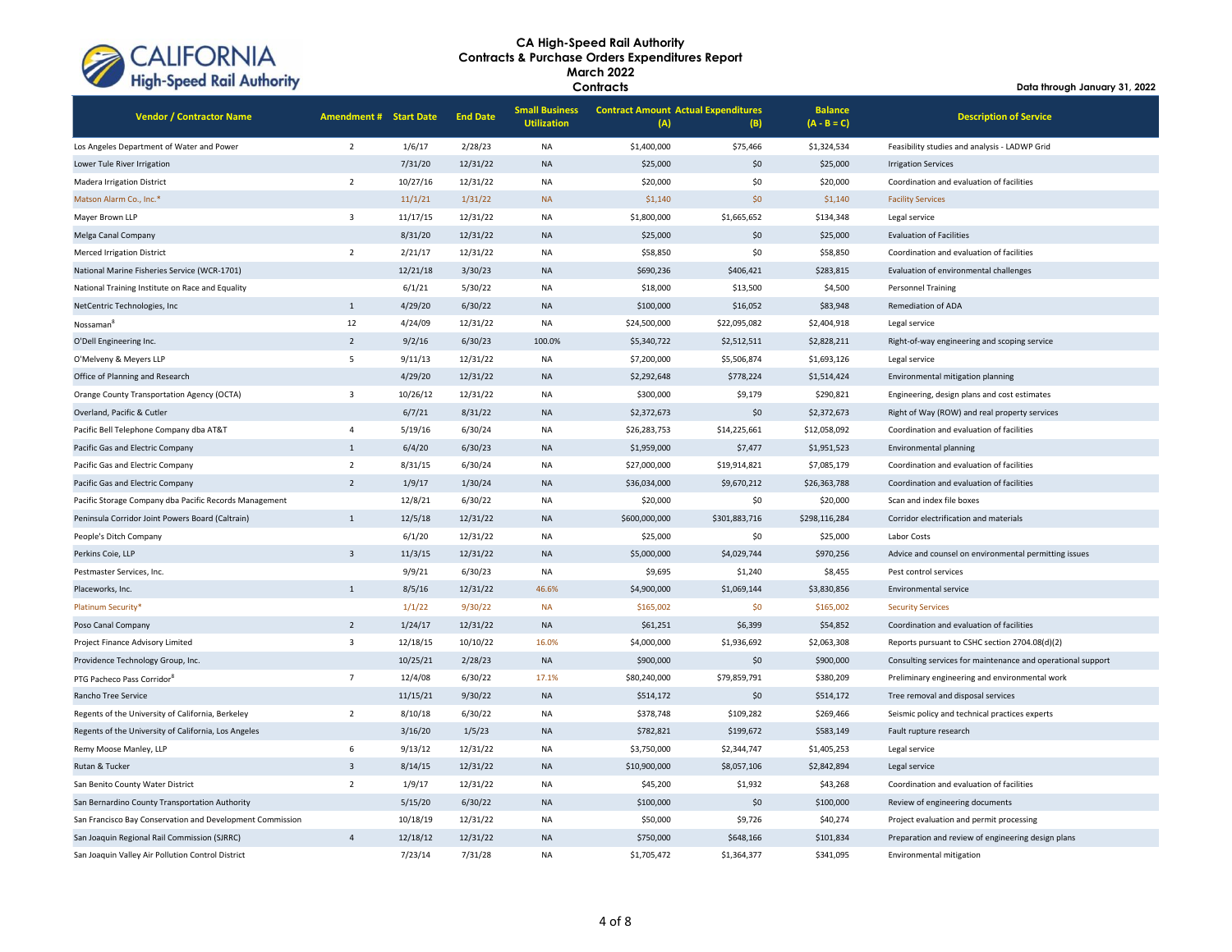# CA High-Speed Rail Authority
## Contracts & Purchase Orders Expenditures Report
## March 2022
## Contracts

Data through January 31, 2022

| Vendor / Contractor Name | Amendment # | Start Date | End Date | Small Business Utilization | Contract Amount (A) | Actual Expenditures (B) | Balance (A - B = C) | Description of Service |
|---|---|---|---|---|---|---|---|---|
| Los Angeles Department of Water and Power | 2 | 1/6/17 | 2/28/23 | NA | $1,400,000 | $75,466 | $1,324,534 | Feasibility studies and analysis - LADWP Grid |
| Lower Tule River Irrigation | | 7/31/20 | 12/31/22 | NA | $25,000 | $0 | $25,000 | Irrigation Services |
| Madera Irrigation District | 2 | 10/27/16 | 12/31/22 | NA | $20,000 | $0 | $20,000 | Coordination and evaluation of facilities |
| Matson Alarm Co., Inc.* | | 11/1/21 | 1/31/22 | NA | $1,140 | $0 | $1,140 | Facility Services |
| Mayer Brown LLP | 3 | 11/17/15 | 12/31/22 | NA | $1,800,000 | $1,665,652 | $134,348 | Legal service |
| Melga Canal Company | | 8/31/20 | 12/31/22 | NA | $25,000 | $0 | $25,000 | Evaluation of Facilities |
| Merced Irrigation District | 2 | 2/21/17 | 12/31/22 | NA | $58,850 | $0 | $58,850 | Coordination and evaluation of facilities |
| National Marine Fisheries Service (WCR-1701) | | 12/21/18 | 3/30/23 | NA | $690,236 | $406,421 | $283,815 | Evaluation of environmental challenges |
| National Training Institute on Race and Equality | | 6/1/21 | 5/30/22 | NA | $18,000 | $13,500 | $4,500 | Personnel Training |
| NetCentric Technologies, Inc | 1 | 4/29/20 | 6/30/22 | NA | $100,000 | $16,052 | $83,948 | Remediation of ADA |
| Nossaman[8] | 12 | 4/24/09 | 12/31/22 | NA | $24,500,000 | $22,095,082 | $2,404,918 | Legal service |
| O'Dell Engineering Inc. | 2 | 9/2/16 | 6/30/23 | 100.0% | $5,340,722 | $2,512,511 | $2,828,211 | Right-of-way engineering and scoping service |
| O'Melveny & Meyers LLP | 5 | 9/11/13 | 12/31/22 | NA | $7,200,000 | $5,506,874 | $1,693,126 | Legal service |
| Office of Planning and Research | | 4/29/20 | 12/31/22 | NA | $2,292,648 | $778,224 | $1,514,424 | Environmental mitigation planning |
| Orange County Transportation Agency (OCTA) | 3 | 10/26/12 | 12/31/22 | NA | $300,000 | $9,179 | $290,821 | Engineering, design plans and cost estimates |
| Overland, Pacific & Cutler | | 6/7/21 | 8/31/22 | NA | $2,372,673 | $0 | $2,372,673 | Right of Way (ROW) and real property services |
| Pacific Bell Telephone Company dba AT&T | 4 | 5/19/16 | 6/30/24 | NA | $26,283,753 | $14,225,661 | $12,058,092 | Coordination and evaluation of facilities |
| Pacific Gas and Electric Company | 1 | 6/4/20 | 6/30/23 | NA | $1,959,000 | $7,477 | $1,951,523 | Environmental planning |
| Pacific Gas and Electric Company | 2 | 8/31/15 | 6/30/24 | NA | $27,000,000 | $19,914,821 | $7,085,179 | Coordination and evaluation of facilities |
| Pacific Gas and Electric Company | 2 | 1/9/17 | 1/30/24 | NA | $36,034,000 | $9,670,212 | $26,363,788 | Coordination and evaluation of facilities |
| Pacific Storage Company dba Pacific Records Management | | 12/8/21 | 6/30/22 | NA | $20,000 | $0 | $20,000 | Scan and index file boxes |
| Peninsula Corridor Joint Powers Board (Caltrain) | 1 | 12/5/18 | 12/31/22 | NA | $600,000,000 | $301,883,716 | $298,116,284 | Corridor electrification and materials |
| People's Ditch Company | | 6/1/20 | 12/31/22 | NA | $25,000 | $0 | $25,000 | Labor Costs |
| Perkins Coie, LLP | 3 | 11/3/15 | 12/31/22 | NA | $5,000,000 | $4,029,744 | $970,256 | Advice and counsel on environmental permitting issues |
| Pestmaster Services, Inc. | | 9/9/21 | 6/30/23 | NA | $9,695 | $1,240 | $8,455 | Pest control services |
| Placeworks, Inc. | 1 | 8/5/16 | 12/31/22 | 46.6% | $4,900,000 | $1,069,144 | $3,830,856 | Environmental service |
| Platinum Security* | | 1/1/22 | 9/30/22 | NA | $165,002 | $0 | $165,002 | Security Services |
| Poso Canal Company | 2 | 1/24/17 | 12/31/22 | NA | $61,251 | $6,399 | $54,852 | Coordination and evaluation of facilities |
| Project Finance Advisory Limited | 3 | 12/18/15 | 10/10/22 | 16.0% | $4,000,000 | $1,936,692 | $2,063,308 | Reports pursuant to CSHC section 2704.08(d)(2) |
| Providence Technology Group, Inc. | | 10/25/21 | 2/28/23 | NA | $900,000 | $0 | $900,000 | Consulting services for maintenance and operational support |
| PTG Pacheco Pass Corridor[8] | 7 | 12/4/08 | 6/30/22 | 17.1% | $80,240,000 | $79,859,791 | $380,209 | Preliminary engineering and environmental work |
| Rancho Tree Service | | 11/15/21 | 9/30/22 | NA | $514,172 | $0 | $514,172 | Tree removal and disposal services |
| Regents of the University of California, Berkeley | 2 | 8/10/18 | 6/30/22 | NA | $378,748 | $109,282 | $269,466 | Seismic policy and technical practices experts |
| Regents of the University of California, Los Angeles | | 3/16/20 | 1/5/23 | NA | $782,821 | $199,672 | $583,149 | Fault rupture research |
| Remy Moose Manley, LLP | 6 | 9/13/12 | 12/31/22 | NA | $3,750,000 | $2,344,747 | $1,405,253 | Legal service |
| Rutan & Tucker | 3 | 8/14/15 | 12/31/22 | NA | $10,900,000 | $8,057,106 | $2,842,894 | Legal service |
| San Benito County Water District | 2 | 1/9/17 | 12/31/22 | NA | $45,200 | $1,932 | $43,268 | Coordination and evaluation of facilities |
| San Bernardino County Transportation Authority | | 5/15/20 | 6/30/22 | NA | $100,000 | $0 | $100,000 | Review of engineering documents |
| San Francisco Bay Conservation and Development Commission | | 10/18/19 | 12/31/22 | NA | $50,000 | $9,726 | $40,274 | Project evaluation and permit processing |
| San Joaquin Regional Rail Commission (SJRRC) | 4 | 12/18/12 | 12/31/22 | NA | $750,000 | $648,166 | $101,834 | Preparation and review of engineering design plans |
| San Joaquin Valley Air Pollution Control District | | 7/23/14 | 7/31/28 | NA | $1,705,472 | $1,364,377 | $341,095 | Environmental mitigation |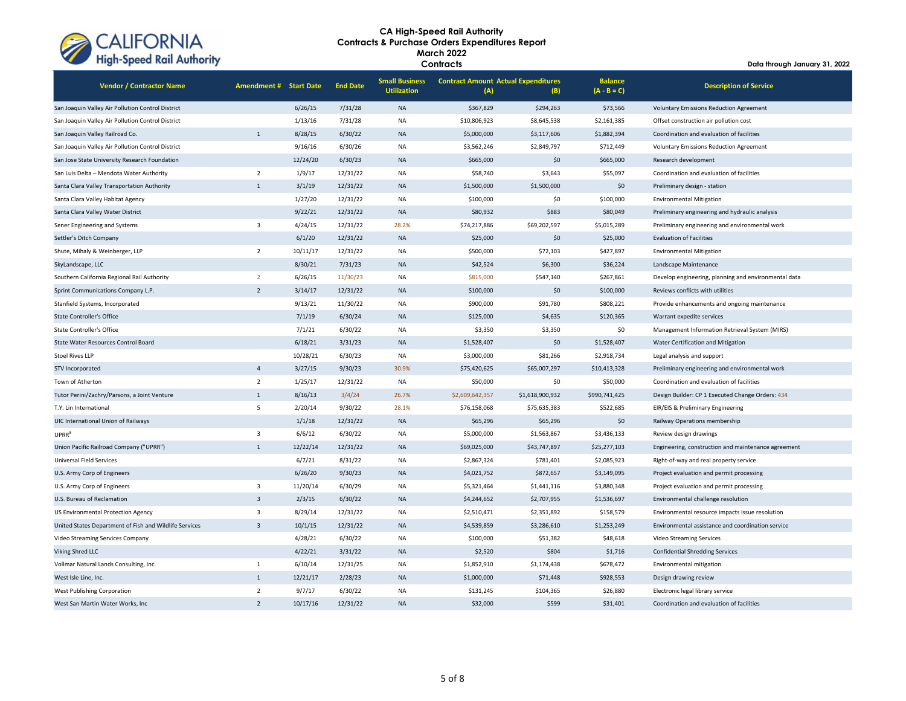# CA High-Speed Rail Authority
## Contracts & Purchase Orders Expenditures Report
### March 2022
### Contracts

**Data through January 31, 2022**

| Vendor / Contractor Name | Amendment # | Start Date | End Date | Small Business Utilization | Contract Amount (A) | Actual Expenditures (B) | Balance (A - B = C) | Description of Service |
|---|---|---|---|---|---|---|---|---|
| San Joaquin Valley Air Pollution Control District | | 6/26/15 | 7/31/28 | NA | $367,829 | $294,263 | $73,566 | Voluntary Emissions Reduction Agreement |
| San Joaquin Valley Air Pollution Control District | | 1/13/16 | 7/31/28 | NA | $10,806,923 | $8,645,538 | $2,161,385 | Offset construction air pollution cost |
| San Joaquin Valley Railroad Co. | 1 | 8/28/15 | 6/30/22 | NA | $5,000,000 | $3,117,606 | $1,882,394 | Coordination and evaluation of facilities |
| San Joaquin Valley Air Pollution Control District | | 9/16/16 | 6/30/26 | NA | $3,562,246 | $2,849,797 | $712,449 | Voluntary Emissions Reduction Agreement |
| San Jose State University Research Foundation | | 12/24/20 | 6/30/23 | NA | $665,000 | $0 | $665,000 | Research development |
| San Luis Delta – Mendota Water Authority | 2 | 1/9/17 | 12/31/22 | NA | $58,740 | $3,643 | $55,097 | Coordination and evaluation of facilities |
| Santa Clara Valley Transportation Authority | 1 | 3/1/19 | 12/31/22 | NA | $1,500,000 | $1,500,000 | $0 | Preliminary design - station |
| Santa Clara Valley Habitat Agency | | 1/27/20 | 12/31/22 | NA | $100,000 | $0 | $100,000 | Environmental Mitigation |
| Santa Clara Valley Water District | | 9/22/21 | 12/31/22 | NA | $80,932 | $883 | $80,049 | Preliminary engineering and hydraulic analysis |
| Sener Engineering and Systems | 3 | 4/24/15 | 12/31/22 | 28.2% | $74,217,886 | $69,202,597 | $5,015,289 | Preliminary engineering and environmental work |
| Settler's Ditch Company | | 6/1/20 | 12/31/22 | NA | $25,000 | $0 | $25,000 | Evaluation of Facilities |
| Shute, Mihaly & Weinberger, LLP | 2 | 10/11/17 | 12/31/22 | NA | $500,000 | $72,103 | $427,897 | Environmental Mitigation |
| SkyLandscape, LLC | | 8/30/21 | 7/31/23 | NA | $42,524 | $6,300 | $36,224 | Landscape Maintenance |
| Southern California Regional Rail Authority | 2 | 6/26/15 | 11/30/23 | NA | $815,000 | $547,140 | $267,861 | Develop engineering, planning and environmental data |
| Sprint Communications Company L.P. | 2 | 3/14/17 | 12/31/22 | NA | $100,000 | $0 | $100,000 | Reviews conflicts with utilities |
| Stanfield Systems, Incorporated | | 9/13/21 | 11/30/22 | NA | $900,000 | $91,780 | $808,221 | Provide enhancements and ongoing maintenance |
| State Controller's Office | | 7/1/19 | 6/30/24 | NA | $125,000 | $4,635 | $120,365 | Warrant expedite services |
| State Controller's Office | | 7/1/21 | 6/30/22 | NA | $3,350 | $3,350 | $0 | Management Information Retrieval System (MIRS) |
| State Water Resources Control Board | | 6/18/21 | 3/31/23 | NA | $1,528,407 | $0 | $1,528,407 | Water Certification and Mitigation |
| Stoel Rives LLP | | 10/28/21 | 6/30/23 | NA | $3,000,000 | $81,266 | $2,918,734 | Legal analysis and support |
| STV Incorporated | 4 | 3/27/15 | 9/30/23 | 30.9% | $75,420,625 | $65,007,297 | $10,413,328 | Preliminary engineering and environmental work |
| Town of Atherton | 2 | 1/25/17 | 12/31/22 | NA | $50,000 | $0 | $50,000 | Coordination and evaluation of facilities |
| Tutor Perini/Zachry/Parsons, a Joint Venture | 1 | 8/16/13 | 3/4/24 | 26.7% | $2,609,642,357 | $1,618,900,932 | $990,741,425 | Design Builder: CP 1 Executed Change Orders: 434 |
| T.Y. Lin International | 5 | 2/20/14 | 9/30/22 | 28.1% | $76,158,068 | $75,635,383 | $522,685 | EIR/EIS & Preliminary Engineering |
| UIC International Union of Railways | | 1/1/18 | 12/31/22 | NA | $65,296 | $65,296 | $0 | Railway Operations membership |
| UPRR[8] | 3 | 6/6/12 | 6/30/22 | NA | $5,000,000 | $1,563,867 | $3,436,133 | Review design drawings |
| Union Pacific Railroad Company ("UPRR") | 1 | 12/22/14 | 12/31/22 | NA | $69,025,000 | $43,747,897 | $25,277,103 | Engineering, construction and maintenance agreement |
| Universal Field Services | | 6/7/21 | 8/31/22 | NA | $2,867,324 | $781,401 | $2,085,923 | Right-of-way and real property service |
| U.S. Army Corp of Engineers | | 6/26/20 | 9/30/23 | NA | $4,021,752 | $872,657 | $3,149,095 | Project evaluation and permit processing |
| U.S. Army Corp of Engineers | 3 | 11/20/14 | 6/30/29 | NA | $5,321,464 | $1,441,116 | $3,880,348 | Project evaluation and permit processing |
| U.S. Bureau of Reclamation | 3 | 2/3/15 | 6/30/22 | NA | $4,244,652 | $2,707,955 | $1,536,697 | Environmental challenge resolution |
| US Environmental Protection Agency | 3 | 8/29/14 | 12/31/22 | NA | $2,510,471 | $2,351,892 | $158,579 | Environmental resource impacts issue resolution |
| United States Department of Fish and Wildlife Services | 3 | 10/1/15 | 12/31/22 | NA | $4,539,859 | $3,286,610 | $1,253,249 | Environmental assistance and coordination service |
| Video Streaming Services Company | | 4/28/21 | 6/30/22 | NA | $100,000 | $51,382 | $48,618 | Video Streaming Services |
| Viking Shred LLC | | 4/22/21 | 3/31/22 | NA | $2,520 | $804 | $1,716 | Confidential Shredding Services |
| Vollmar Natural Lands Consulting, Inc. | 1 | 6/10/14 | 12/31/25 | NA | $1,852,910 | $1,174,438 | $678,472 | Environmental mitigation |
| West Isle Line, Inc. | 1 | 12/21/17 | 2/28/23 | NA | $1,000,000 | $71,448 | $928,553 | Design drawing review |
| West Publishing Corporation | 2 | 9/7/17 | 6/30/22 | NA | $131,245 | $104,365 | $26,880 | Electronic legal library service |
| West San Martin Water Works, Inc | 2 | 10/17/16 | 12/31/22 | NA | $32,000 | $599 | $31,401 | Coordination and evaluation of facilities |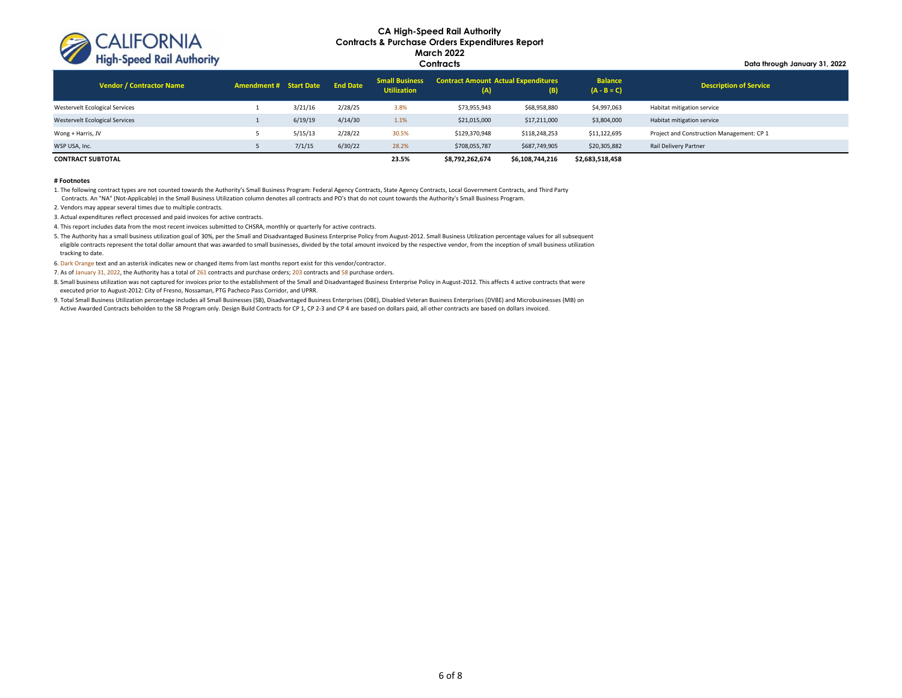# CA High-Speed Rail Authority
## Contracts & Purchase Orders Expenditures Report
## March 2022
## Contracts

Data through January 31, 2022

| Vendor / Contractor Name | Amendment # | Start Date | End Date | Small Business Utilization | Contract Amount (A) | Actual Expenditures (B) | Balance (A - B = C) | Description of Service |
|---|---|---|---|---|---|---|---|---|
| Westervelt Ecological Services | 1 | 3/21/16 | 2/28/25 | 3.8% | $73,955,943 | $68,958,880 | $4,997,063 | Habitat mitigation service |
| Westervelt Ecological Services | 1 | 6/19/19 | 4/14/30 | 1.1% | $21,015,000 | $17,211,000 | $3,804,000 | Habitat mitigation service |
| Wong + Harris, JV | 5 | 5/15/13 | 2/28/22 | 30.5% | $129,370,948 | $118,248,253 | $11,122,695 | Project and Construction Management: CP 1 |
| WSP USA, Inc. | 5 | 7/1/15 | 6/30/22 | 28.2% | $708,055,787 | $687,749,905 | $20,305,882 | Rail Delivery Partner |
| **CONTRACT SUBTOTAL** | | | | **23.5%** | **$8,792,262,674** | **$6,108,744,216** | **$2,683,518,458** | |

**# Footnotes**

1. The following contract types are not counted towards the Authority's Small Business Program: Federal Agency Contracts, State Agency Contracts, Local Government Contracts, and Third Party Contracts. An "NA" (Not-Applicable) in the Small Business Utilization column denotes all contracts and PO's that do not count towards the Authority's Small Business Program.
2. Vendors may appear several times due to multiple contracts.
3. Actual expenditures reflect processed and paid invoices for active contracts.
4. This report includes data from the most recent invoices submitted to CHSRA, monthly or quarterly for active contracts.
5. The Authority has a small business utilization goal of 30%, per the Small and Disadvantaged Business Enterprise Policy from August-2012. Small Business Utilization percentage values for all subsequent eligible contracts represent the total dollar amount that was awarded to small businesses, divided by the total amount invoiced by the respective vendor, from the inception of small business utilization tracking to date.
6. Dark Orange text and an asterisk indicates new or changed items from last months report exist for this vendor/contractor.
7. As of January 31, 2022, the Authority has a total of 261 contracts and purchase orders; 203 contracts and 58 purchase orders.
8. Small business utilization was not captured for invoices prior to the establishment of the Small and Disadvantaged Business Enterprise Policy in August-2012. This affects 4 active contracts that were executed prior to August-2012: City of Fresno, Nossaman, PTG Pacheco Pass Corridor, and UPRR.
9. Total Small Business Utilization percentage includes all Small Businesses (SB), Disadvantaged Business Enterprises (DBE), Disabled Veteran Business Enterprises (DVBE) and Microbusinesses (MB) on Active Awarded Contracts beholden to the SB Program only. Design Build Contracts for CP 1, CP 2-3 and CP 4 are based on dollars paid, all other contracts are based on dollars invoiced.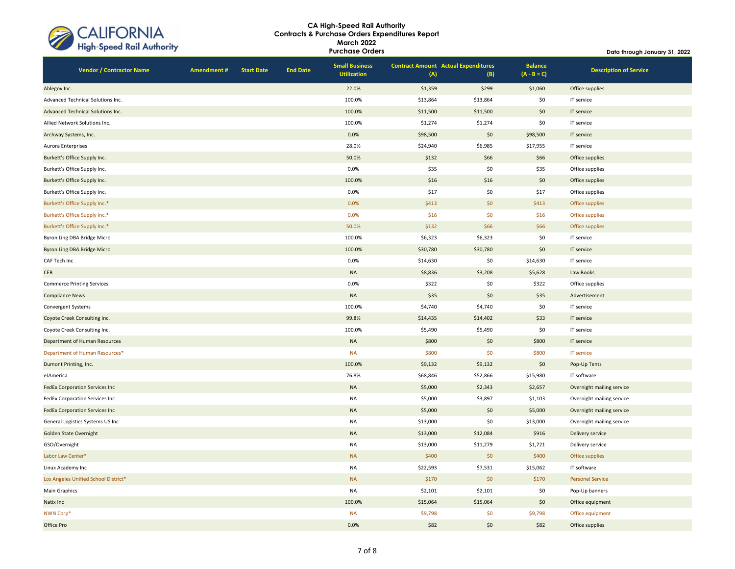**CA High-Speed Rail Authority**
**Contracts & Purchase Orders Expenditures Report**
**March 2022**
**Purchase Orders**

**Data through January 31, 2022**

| Vendor / Contractor Name | Amendment # | Start Date | End Date | Small Business Utilization | Contract Amount (A) | Actual Expenditures (B) | Balance (A - B = C) | Description of Service |
|---|---|---|---|---|---|---|---|---|
| Ablegov Inc. | | | | 22.0% | $1,359 | $299 | $1,060 | Office supplies |
| Advanced Technical Solutions Inc. | | | | 100.0% | $13,864 | $13,864 | $0 | IT service |
| Advanced Technical Solutions Inc. | | | | 100.0% | $11,500 | $11,500 | $0 | IT service |
| Allied Network Solutions Inc. | | | | 100.0% | $1,274 | $1,274 | $0 | IT service |
| Archway Systems, Inc. | | | | 0.0% | $98,500 | $0 | $98,500 | IT service |
| Aurora Enterprises | | | | 28.0% | $24,940 | $6,985 | $17,955 | IT service |
| Burkett's Office Supply Inc. | | | | 50.0% | $132 | $66 | $66 | Office supplies |
| Burkett's Office Supply Inc. | | | | 0.0% | $35 | $0 | $35 | Office supplies |
| Burkett's Office Supply Inc. | | | | 100.0% | $16 | $16 | $0 | Office supplies |
| Burkett's Office Supply Inc. | | | | 0.0% | $17 | $0 | $17 | Office supplies |
| Burkett's Office Supply Inc.* | | | | 0.0% | $413 | $0 | $413 | Office supplies |
| Burkett's Office Supply Inc.* | | | | 0.0% | $16 | $0 | $16 | Office supplies |
| Burkett's Office Supply Inc.* | | | | 50.0% | $132 | $66 | $66 | Office supplies |
| Byron Ling DBA Bridge Micro | | | | 100.0% | $6,323 | $6,323 | $0 | IT service |
| Byron Ling DBA Bridge Micro | | | | 100.0% | $30,780 | $30,780 | $0 | IT service |
| CAF Tech Inc | | | | 0.0% | $14,630 | $0 | $14,630 | IT service |
| CEB | | | | NA | $8,836 | $3,208 | $5,628 | Law Books |
| Commerce Printing Services | | | | 0.0% | $322 | $0 | $322 | Office supplies |
| Compliance News | | | | NA | $35 | $0 | $35 | Advertisement |
| Convergent Systems | | | | 100.0% | $4,740 | $4,740 | $0 | IT service |
| Coyote Creek Consulting Inc. | | | | 99.8% | $14,435 | $14,402 | $33 | IT service |
| Coyote Creek Consulting Inc. | | | | 100.0% | $5,490 | $5,490 | $0 | IT service |
| Department of Human Resources | | | | NA | $800 | $0 | $800 | IT service |
| Department of Human Resources* | | | | NA | $800 | $0 | $800 | IT service |
| Dumont Printing, Inc. | | | | 100.0% | $9,132 | $9,132 | $0 | Pop-Up Tents |
| eJAmerica | | | | 76.8% | $68,846 | $52,866 | $15,980 | IT software |
| FedEx Corporation Services Inc | | | | NA | $5,000 | $2,343 | $2,657 | Overnight mailing service |
| FedEx Corporation Services Inc | | | | NA | $5,000 | $3,897 | $1,103 | Overnight mailing service |
| FedEx Corporation Services Inc | | | | NA | $5,000 | $0 | $5,000 | Overnight mailing service |
| General Logistics Systems US Inc | | | | NA | $13,000 | $0 | $13,000 | Overnight mailing service |
| Golden State Overnight | | | | NA | $13,000 | $12,084 | $916 | Delivery service |
| GSO/Overnight | | | | NA | $13,000 | $11,279 | $1,721 | Delivery service |
| Labor Law Center* | | | | NA | $400 | $0 | $400 | Office supplies |
| Linux Academy Inc | | | | NA | $22,593 | $7,531 | $15,062 | IT software |
| Los Angeles Unified School District* | | | | NA | $170 | $0 | $170 | Personel Service |
| Main Graphics | | | | NA | $2,101 | $2,101 | $0 | Pop-Up banners |
| Natix Inc | | | | 100.0% | $15,064 | $15,064 | $0 | Office equipment |
| NWN Corp* | | | | NA | $9,798 | $0 | $9,798 | Office equipment |
| Office Pro | | | | 0.0% | $82 | $0 | $82 | Office supplies |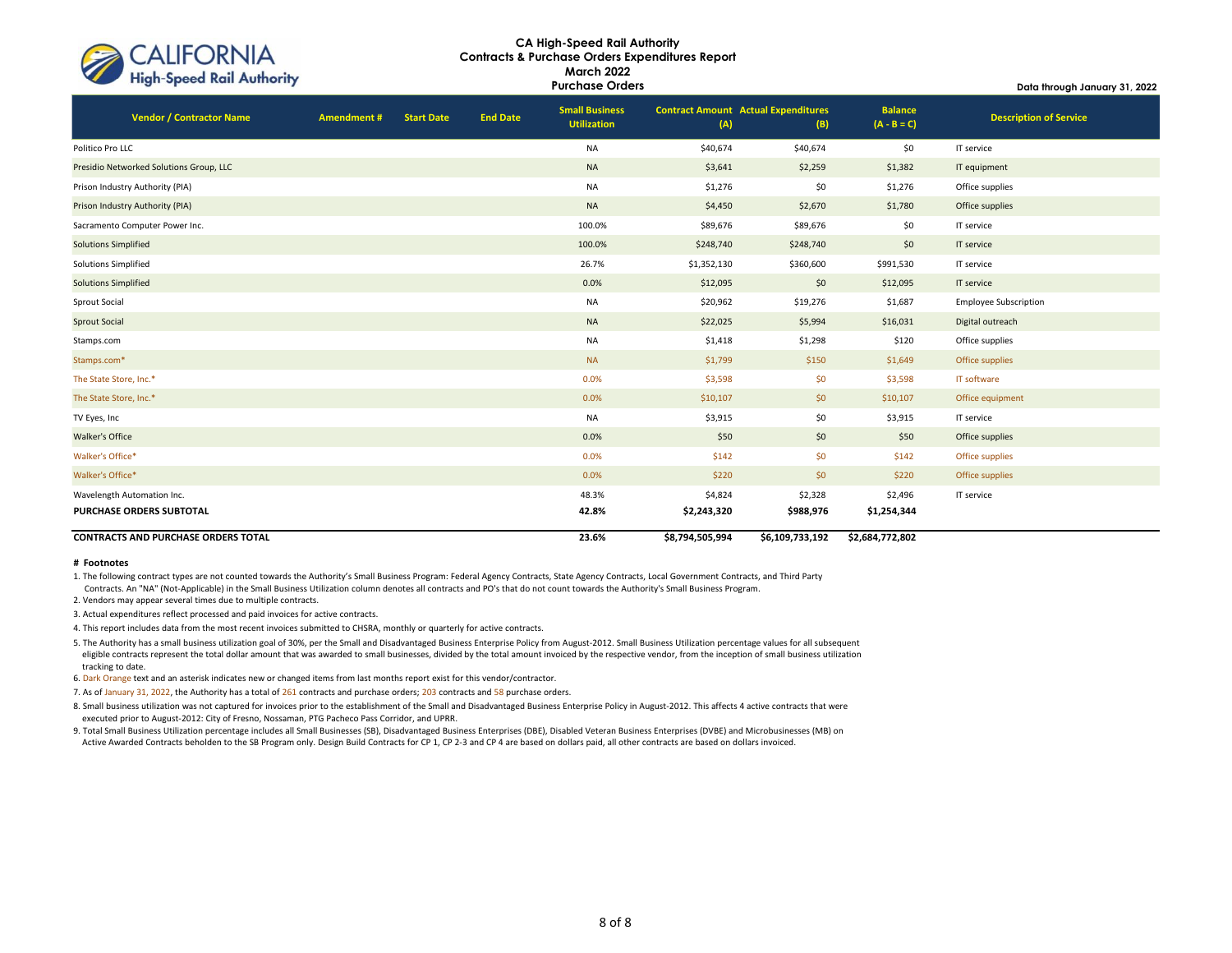**CA High-Speed Rail Authority**
**Contracts & Purchase Orders Expenditures Report**
**March 2022**
**Purchase Orders**

**Data through January 31, 2022**

| Vendor / Contractor Name | Amendment # | Start Date | End Date | Small Business Utilization | Contract Amount (A) | Actual Expenditures (B) | Balance (A - B = C) | Description of Service |
|---|---|---|---|---|---|---|---|---|
| Politico Pro LLC | | | | NA | $40,674 | $40,674 | $0 | IT service |
| Presidio Networked Solutions Group, LLC | | | | NA | $3,641 | $2,259 | $1,382 | IT equipment |
| Prison Industry Authority (PIA) | | | | NA | $1,276 | $0 | $1,276 | Office supplies |
| Prison Industry Authority (PIA) | | | | NA | $4,450 | $2,670 | $1,780 | Office supplies |
| Sacramento Computer Power Inc. | | | | 100.0% | $89,676 | $89,676 | $0 | IT service |
| Solutions Simplified | | | | 100.0% | $248,740 | $248,740 | $0 | IT service |
| Solutions Simplified | | | | 26.7% | $1,352,130 | $360,600 | $991,530 | IT service |
| Solutions Simplified | | | | 0.0% | $12,095 | $0 | $12,095 | IT service |
| Sprout Social | | | | NA | $20,962 | $19,276 | $1,687 | Employee Subscription |
| Sprout Social | | | | NA | $22,025 | $5,994 | $16,031 | Digital outreach |
| Stamps.com | | | | NA | $1,418 | $1,298 | $120 | Office supplies |
| Stamps.com* | | | | NA | $1,799 | $150 | $1,649 | Office supplies |
| The State Store, Inc.* | | | | 0.0% | $3,598 | $0 | $3,598 | IT software |
| The State Store, Inc.* | | | | 0.0% | $10,107 | $0 | $10,107 | Office equipment |
| TV Eyes, Inc | | | | NA | $3,915 | $0 | $3,915 | IT service |
| Walker's Office | | | | 0.0% | $50 | $0 | $50 | Office supplies |
| Walker's Office* | | | | 0.0% | $142 | $0 | $142 | Office supplies |
| Walker's Office* | | | | 0.0% | $220 | $0 | $220 | Office supplies |
| Wavelength Automation Inc. | | | | 48.3% | $4,824 | $2,328 | $2,496 | IT service |
| **PURCHASE ORDERS SUBTOTAL** | | | | **42.8%** | **$2,243,320** | **$988,976** | **$1,254,344** | |
| **CONTRACTS AND PURCHASE ORDERS TOTAL** | | | | **23.6%** | **$8,794,505,994** | **$6,109,733,192** | **$2,684,772,802** | |

**# Footnotes**

1. The following contract types are not counted towards the Authority's Small Business Program: Federal Agency Contracts, State Agency Contracts, Local Government Contracts, and Third Party Contracts. An "NA" (Not-Applicable) in the Small Business Utilization column denotes all contracts and PO's that do not count towards the Authority's Small Business Program.
2. Vendors may appear several times due to multiple contracts.
3. Actual expenditures reflect processed and paid invoices for active contracts.
4. This report includes data from the most recent invoices submitted to CHSRA, monthly or quarterly for active contracts.
5. The Authority has a small business utilization goal of 30%, per the Small and Disadvantaged Business Enterprise Policy from August-2012. Small Business Utilization percentage values for all subsequent eligible contracts represent the total dollar amount that was awarded to small businesses, divided by the total amount invoiced by the respective vendor, from the inception of small business utilization tracking to date.
6. Dark Orange text and an asterisk indicates new or changed items from last months report exist for this vendor/contractor.
7. As of January 31, 2022, the Authority has a total of 261 contracts and purchase orders; 203 contracts and 58 purchase orders.
8. Small business utilization was not captured for invoices prior to the establishment of the Small and Disadvantaged Business Enterprise Policy in August-2012. This affects 4 active contracts that were executed prior to August-2012: City of Fresno, Nossaman, PTG Pacheco Pass Corridor, and UPRR.
9. Total Small Business Utilization percentage includes all Small Businesses (SB), Disadvantaged Business Enterprises (DBE), Disabled Veteran Business Enterprises (DVBE) and Microbusinesses (MB) on Active Awarded Contracts beholden to the SB Program only. Design Build Contracts for CP 1, CP 2-3 and CP 4 are based on dollars paid, all other contracts are based on dollars invoiced.